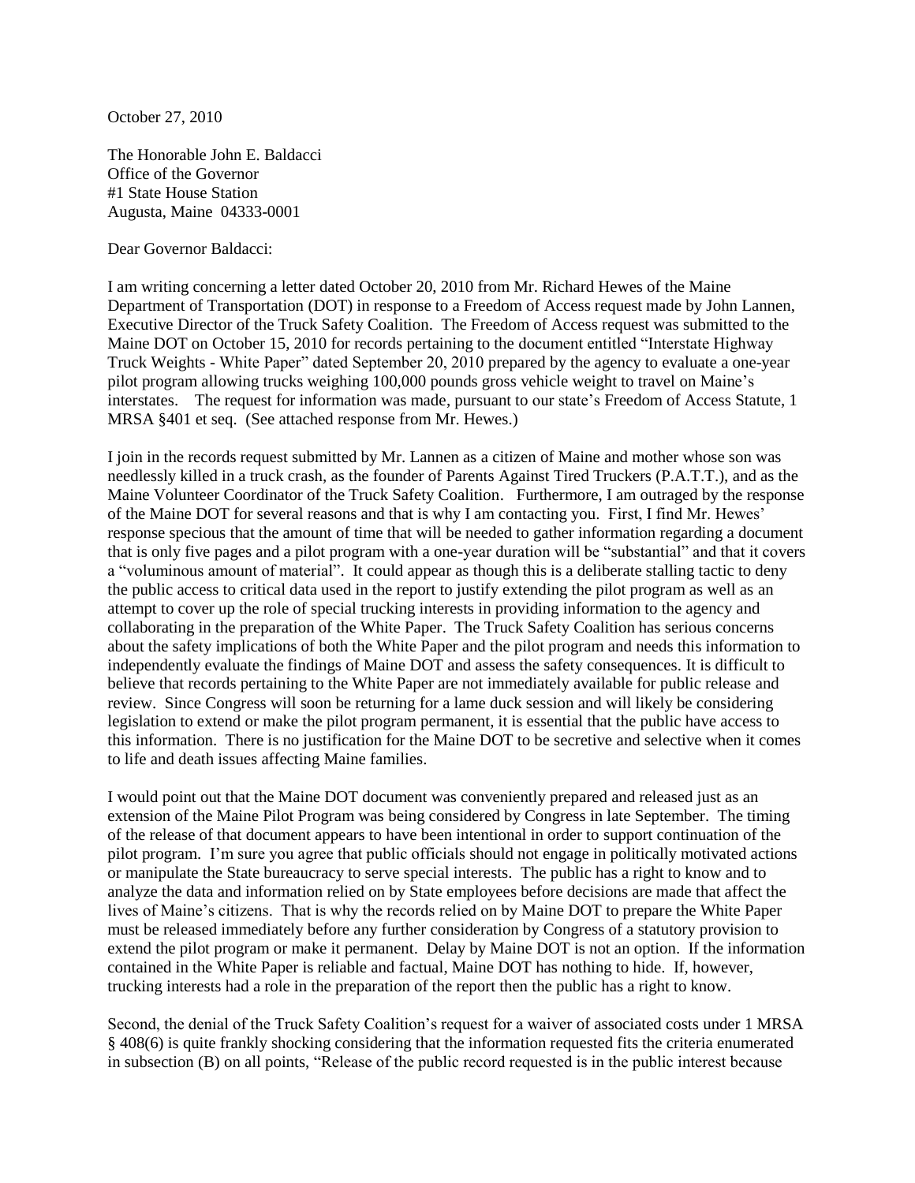October 27, 2010

The Honorable John E. Baldacci
Office of the Governor
#1 State House Station
Augusta, Maine 04333-0001

Dear Governor Baldacci:

I am writing concerning a letter dated October 20, 2010 from Mr. Richard Hewes of the Maine Department of Transportation (DOT) in response to a Freedom of Access request made by John Lannen, Executive Director of the Truck Safety Coalition. The Freedom of Access request was submitted to the Maine DOT on October 15, 2010 for records pertaining to the document entitled "Interstate Highway Truck Weights - White Paper" dated September 20, 2010 prepared by the agency to evaluate a one-year pilot program allowing trucks weighing 100,000 pounds gross vehicle weight to travel on Maine's interstates. The request for information was made, pursuant to our state's Freedom of Access Statute, 1 MRSA §401 et seq. (See attached response from Mr. Hewes.)

I join in the records request submitted by Mr. Lannen as a citizen of Maine and mother whose son was needlessly killed in a truck crash, as the founder of Parents Against Tired Truckers (P.A.T.T.), and as the Maine Volunteer Coordinator of the Truck Safety Coalition. Furthermore, I am outraged by the response of the Maine DOT for several reasons and that is why I am contacting you. First, I find Mr. Hewes' response specious that the amount of time that will be needed to gather information regarding a document that is only five pages and a pilot program with a one-year duration will be "substantial" and that it covers a "voluminous amount of material". It could appear as though this is a deliberate stalling tactic to deny the public access to critical data used in the report to justify extending the pilot program as well as an attempt to cover up the role of special trucking interests in providing information to the agency and collaborating in the preparation of the White Paper. The Truck Safety Coalition has serious concerns about the safety implications of both the White Paper and the pilot program and needs this information to independently evaluate the findings of Maine DOT and assess the safety consequences. It is difficult to believe that records pertaining to the White Paper are not immediately available for public release and review. Since Congress will soon be returning for a lame duck session and will likely be considering legislation to extend or make the pilot program permanent, it is essential that the public have access to this information. There is no justification for the Maine DOT to be secretive and selective when it comes to life and death issues affecting Maine families.

I would point out that the Maine DOT document was conveniently prepared and released just as an extension of the Maine Pilot Program was being considered by Congress in late September. The timing of the release of that document appears to have been intentional in order to support continuation of the pilot program. I'm sure you agree that public officials should not engage in politically motivated actions or manipulate the State bureaucracy to serve special interests. The public has a right to know and to analyze the data and information relied on by State employees before decisions are made that affect the lives of Maine's citizens. That is why the records relied on by Maine DOT to prepare the White Paper must be released immediately before any further consideration by Congress of a statutory provision to extend the pilot program or make it permanent. Delay by Maine DOT is not an option. If the information contained in the White Paper is reliable and factual, Maine DOT has nothing to hide. If, however, trucking interests had a role in the preparation of the report then the public has a right to know.

Second, the denial of the Truck Safety Coalition's request for a waiver of associated costs under 1 MRSA § 408(6) is quite frankly shocking considering that the information requested fits the criteria enumerated in subsection (B) on all points, "Release of the public record requested is in the public interest because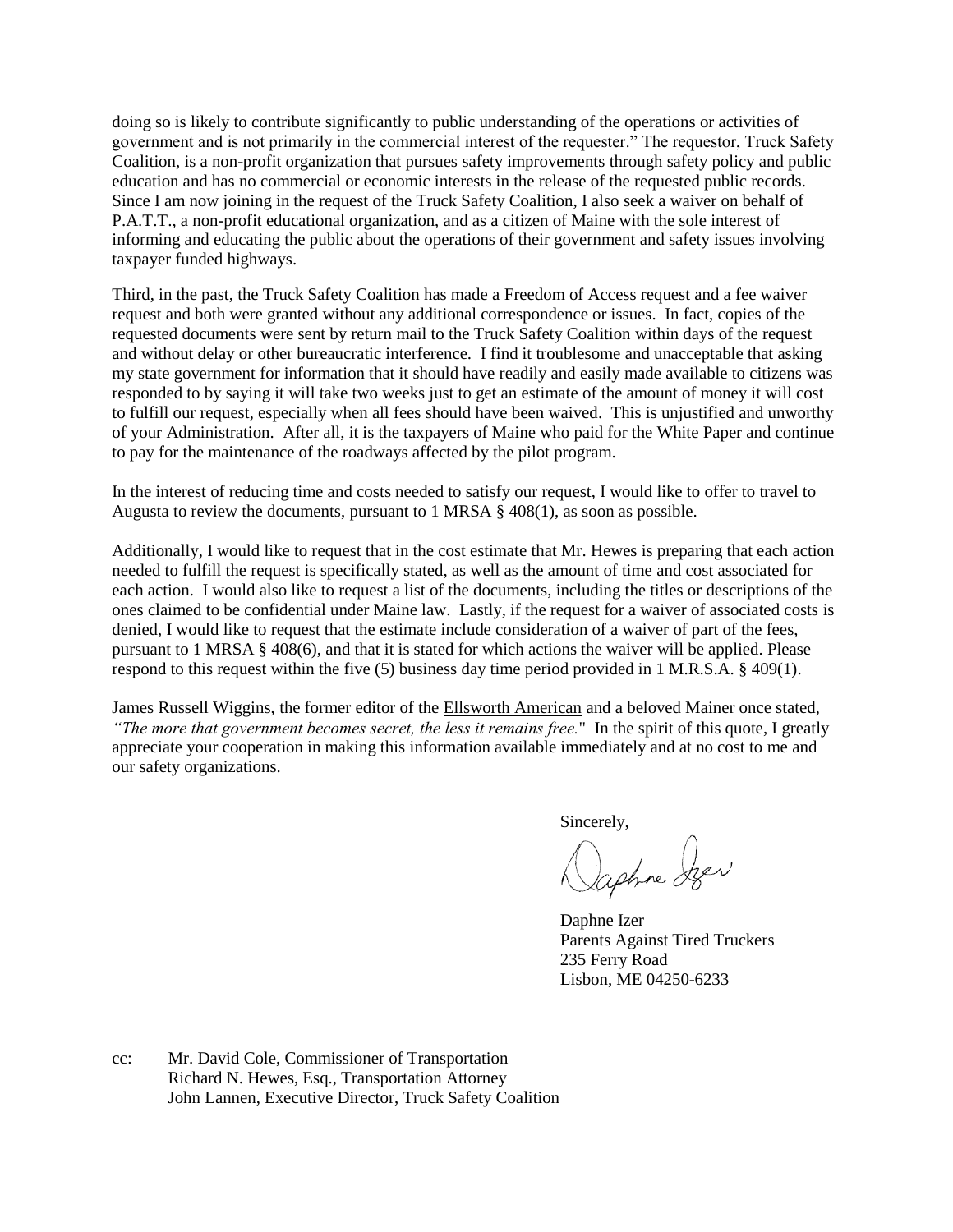doing so is likely to contribute significantly to public understanding of the operations or activities of government and is not primarily in the commercial interest of the requester." The requestor, Truck Safety Coalition, is a non-profit organization that pursues safety improvements through safety policy and public education and has no commercial or economic interests in the release of the requested public records. Since I am now joining in the request of the Truck Safety Coalition, I also seek a waiver on behalf of P.A.T.T., a non-profit educational organization, and as a citizen of Maine with the sole interest of informing and educating the public about the operations of their government and safety issues involving taxpayer funded highways.

Third, in the past, the Truck Safety Coalition has made a Freedom of Access request and a fee waiver request and both were granted without any additional correspondence or issues. In fact, copies of the requested documents were sent by return mail to the Truck Safety Coalition within days of the request and without delay or other bureaucratic interference. I find it troublesome and unacceptable that asking my state government for information that it should have readily and easily made available to citizens was responded to by saying it will take two weeks just to get an estimate of the amount of money it will cost to fulfill our request, especially when all fees should have been waived. This is unjustified and unworthy of your Administration. After all, it is the taxpayers of Maine who paid for the White Paper and continue to pay for the maintenance of the roadways affected by the pilot program.

In the interest of reducing time and costs needed to satisfy our request, I would like to offer to travel to Augusta to review the documents, pursuant to 1 MRSA § 408(1), as soon as possible.

Additionally, I would like to request that in the cost estimate that Mr. Hewes is preparing that each action needed to fulfill the request is specifically stated, as well as the amount of time and cost associated for each action. I would also like to request a list of the documents, including the titles or descriptions of the ones claimed to be confidential under Maine law. Lastly, if the request for a waiver of associated costs is denied, I would like to request that the estimate include consideration of a waiver of part of the fees, pursuant to 1 MRSA § 408(6), and that it is stated for which actions the waiver will be applied. Please respond to this request within the five (5) business day time period provided in 1 M.R.S.A. § 409(1).

James Russell Wiggins, the former editor of the Ellsworth American and a beloved Mainer once stated, *"The more that government becomes secret, the less it remains free."* In the spirit of this quote, I greatly appreciate your cooperation in making this information available immediately and at no cost to me and our safety organizations.

Sincerely,

Daphne Izer

Daphne Izer
Parents Against Tired Truckers
235 Ferry Road
Lisbon, ME 04250-6233

cc: Mr. David Cole, Commissioner of Transportation
Richard N. Hewes, Esq., Transportation Attorney
John Lannen, Executive Director, Truck Safety Coalition